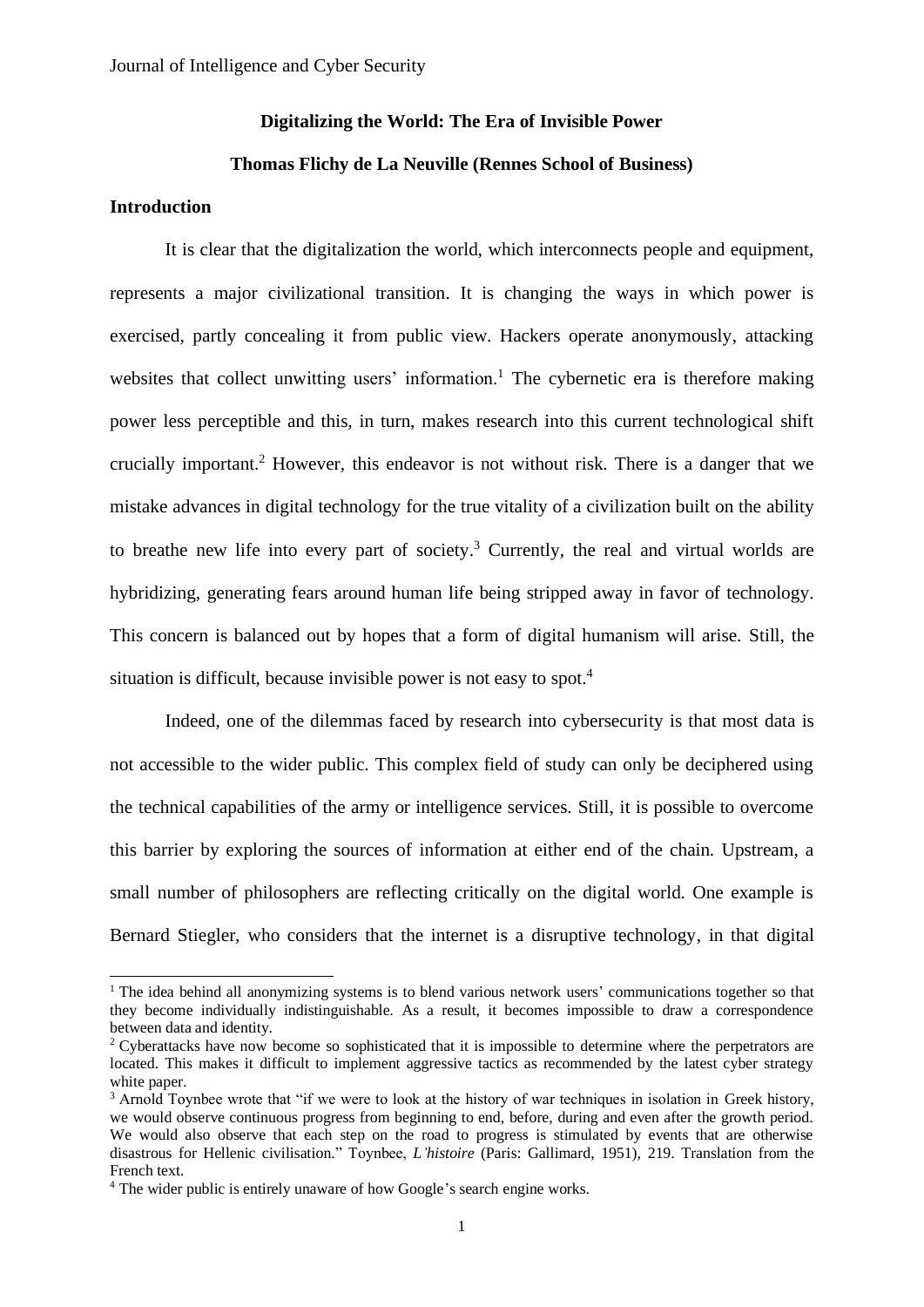# Digitalizing the World: The Era of Invisible Power

**Thomas Flichy de La Neuville (Rennes School of Business)**

## Introduction

It is clear that the digitalization the world, which interconnects people and equipment, represents a major civilizational transition. It is changing the ways in which power is exercised, partly concealing it from public view. Hackers operate anonymously, attacking websites that collect unwitting users' information.[1] The cybernetic era is therefore making power less perceptible and this, in turn, makes research into this current technological shift crucially important.[2] However, this endeavor is not without risk. There is a danger that we mistake advances in digital technology for the true vitality of a civilization built on the ability to breathe new life into every part of society.[3] Currently, the real and virtual worlds are hybridizing, generating fears around human life being stripped away in favor of technology. This concern is balanced out by hopes that a form of digital humanism will arise. Still, the situation is difficult, because invisible power is not easy to spot.[4]

Indeed, one of the dilemmas faced by research into cybersecurity is that most data is not accessible to the wider public. This complex field of study can only be deciphered using the technical capabilities of the army or intelligence services. Still, it is possible to overcome this barrier by exploring the sources of information at either end of the chain. Upstream, a small number of philosophers are reflecting critically on the digital world. One example is Bernard Stiegler, who considers that the internet is a disruptive technology, in that digital

---

[1] The idea behind all anonymizing systems is to blend various network users' communications together so that they become individually indistinguishable. As a result, it becomes impossible to draw a correspondence between data and identity.

[2] Cyberattacks have now become so sophisticated that it is impossible to determine where the perpetrators are located. This makes it difficult to implement aggressive tactics as recommended by the latest cyber strategy white paper.

[3] Arnold Toynbee wrote that "if we were to look at the history of war techniques in isolation in Greek history, we would observe continuous progress from beginning to end, before, during and even after the growth period. We would also observe that each step on the road to progress is stimulated by events that are otherwise disastrous for Hellenic civilisation." Toynbee, *L'histoire* (Paris: Gallimard, 1951), 219. Translation from the French text.

[4] The wider public is entirely unaware of how Google's search engine works.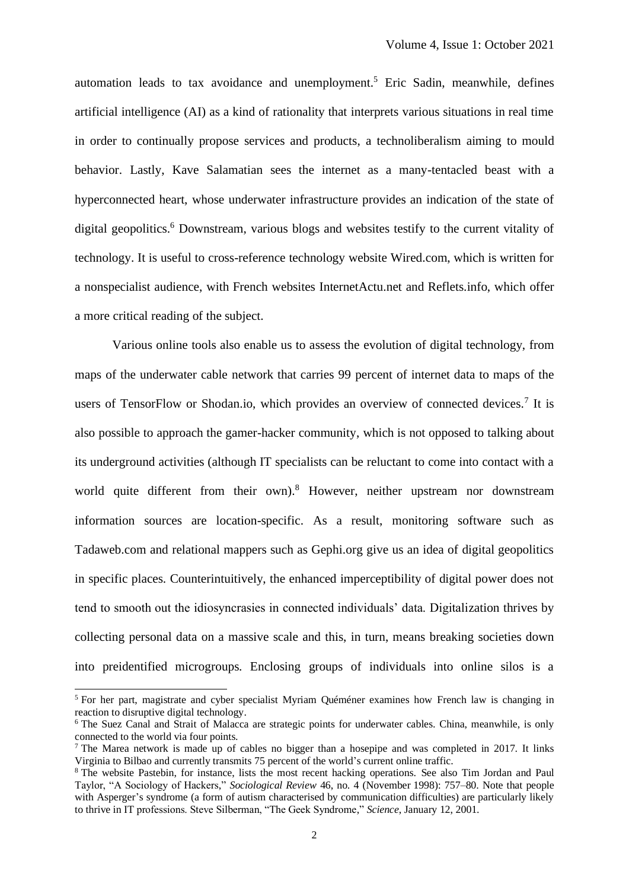automation leads to tax avoidance and unemployment.[5] Eric Sadin, meanwhile, defines artificial intelligence (AI) as a kind of rationality that interprets various situations in real time in order to continually propose services and products, a technoliberalism aiming to mould behavior. Lastly, Kave Salamatian sees the internet as a many-tentacled beast with a hyperconnected heart, whose underwater infrastructure provides an indication of the state of digital geopolitics.[6] Downstream, various blogs and websites testify to the current vitality of technology. It is useful to cross-reference technology website Wired.com, which is written for a nonspecialist audience, with French websites InternetActu.net and Reflets.info, which offer a more critical reading of the subject.

Various online tools also enable us to assess the evolution of digital technology, from maps of the underwater cable network that carries 99 percent of internet data to maps of the users of TensorFlow or Shodan.io, which provides an overview of connected devices.[7] It is also possible to approach the gamer-hacker community, which is not opposed to talking about its underground activities (although IT specialists can be reluctant to come into contact with a world quite different from their own).[8] However, neither upstream nor downstream information sources are location-specific. As a result, monitoring software such as Tadaweb.com and relational mappers such as Gephi.org give us an idea of digital geopolitics in specific places. Counterintuitively, the enhanced imperceptibility of digital power does not tend to smooth out the idiosyncrasies in connected individuals' data. Digitalization thrives by collecting personal data on a massive scale and this, in turn, means breaking societies down into preidentified microgroups. Enclosing groups of individuals into online silos is a

---

[5] For her part, magistrate and cyber specialist Myriam Quéméner examines how French law is changing in reaction to disruptive digital technology.

[6] The Suez Canal and Strait of Malacca are strategic points for underwater cables. China, meanwhile, is only connected to the world via four points.

[7] The Marea network is made up of cables no bigger than a hosepipe and was completed in 2017. It links Virginia to Bilbao and currently transmits 75 percent of the world's current online traffic.

[8] The website Pastebin, for instance, lists the most recent hacking operations. See also Tim Jordan and Paul Taylor, "A Sociology of Hackers," *Sociological Review* 46, no. 4 (November 1998): 757–80. Note that people with Asperger's syndrome (a form of autism characterised by communication difficulties) are particularly likely to thrive in IT professions. Steve Silberman, "The Geek Syndrome," *Science*, January 12, 2001.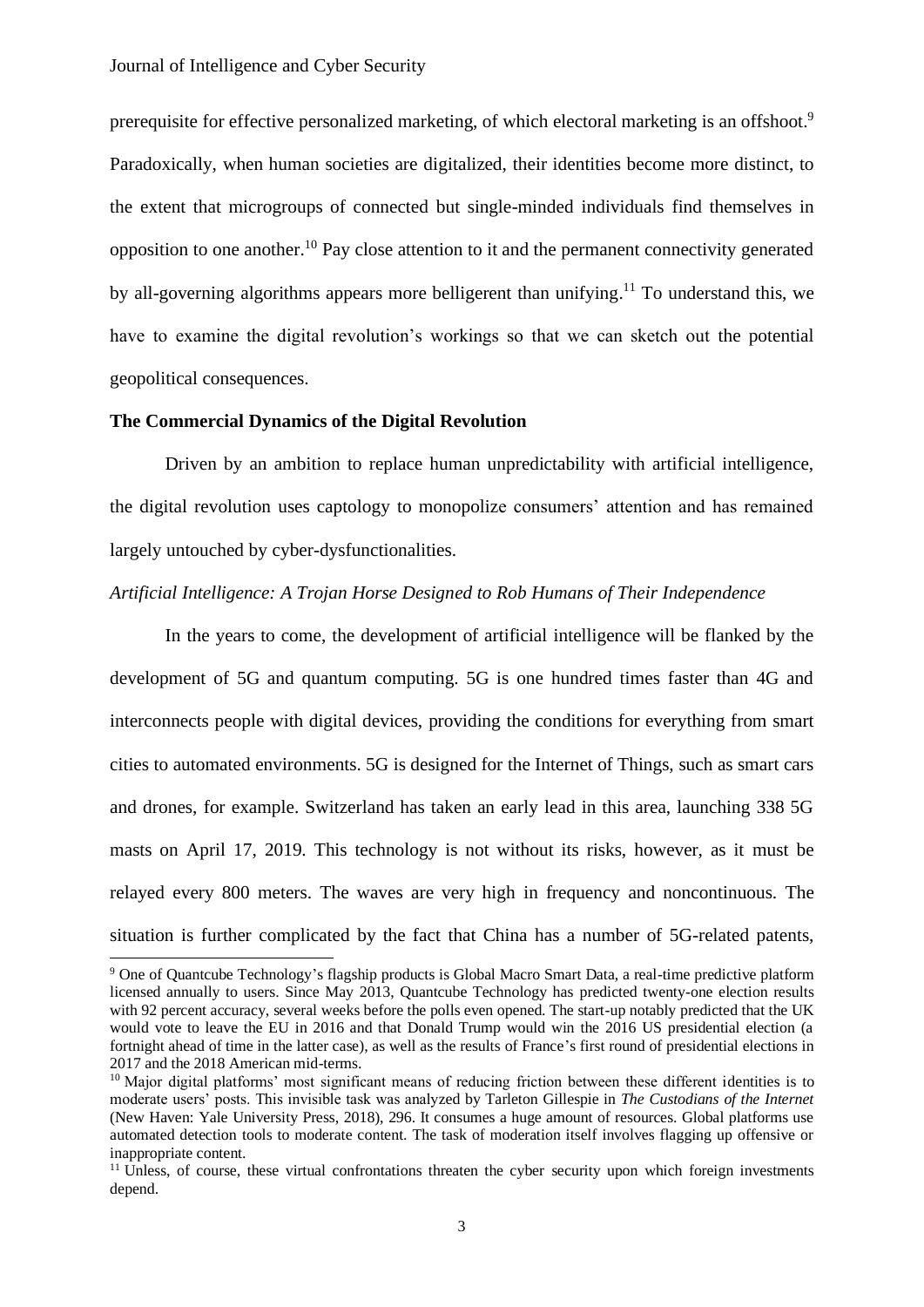prerequisite for effective personalized marketing, of which electoral marketing is an offshoot.[9] Paradoxically, when human societies are digitalized, their identities become more distinct, to the extent that microgroups of connected but single-minded individuals find themselves in opposition to one another.[10] Pay close attention to it and the permanent connectivity generated by all-governing algorithms appears more belligerent than unifying.[11] To understand this, we have to examine the digital revolution's workings so that we can sketch out the potential geopolitical consequences.

**The Commercial Dynamics of the Digital Revolution**

Driven by an ambition to replace human unpredictability with artificial intelligence, the digital revolution uses captology to monopolize consumers' attention and has remained largely untouched by cyber-dysfunctionalities.

*Artificial Intelligence: A Trojan Horse Designed to Rob Humans of Their Independence*

In the years to come, the development of artificial intelligence will be flanked by the development of 5G and quantum computing. 5G is one hundred times faster than 4G and interconnects people with digital devices, providing the conditions for everything from smart cities to automated environments. 5G is designed for the Internet of Things, such as smart cars and drones, for example. Switzerland has taken an early lead in this area, launching 338 5G masts on April 17, 2019. This technology is not without its risks, however, as it must be relayed every 800 meters. The waves are very high in frequency and noncontinuous. The situation is further complicated by the fact that China has a number of 5G-related patents,

---

[9] One of Quantcube Technology's flagship products is Global Macro Smart Data, a real-time predictive platform licensed annually to users. Since May 2013, Quantcube Technology has predicted twenty-one election results with 92 percent accuracy, several weeks before the polls even opened. The start-up notably predicted that the UK would vote to leave the EU in 2016 and that Donald Trump would win the 2016 US presidential election (a fortnight ahead of time in the latter case), as well as the results of France's first round of presidential elections in 2017 and the 2018 American mid-terms.

[10] Major digital platforms' most significant means of reducing friction between these different identities is to moderate users' posts. This invisible task was analyzed by Tarleton Gillespie in *The Custodians of the Internet* (New Haven: Yale University Press, 2018), 296. It consumes a huge amount of resources. Global platforms use automated detection tools to moderate content. The task of moderation itself involves flagging up offensive or inappropriate content.

[11] Unless, of course, these virtual confrontations threaten the cyber security upon which foreign investments depend.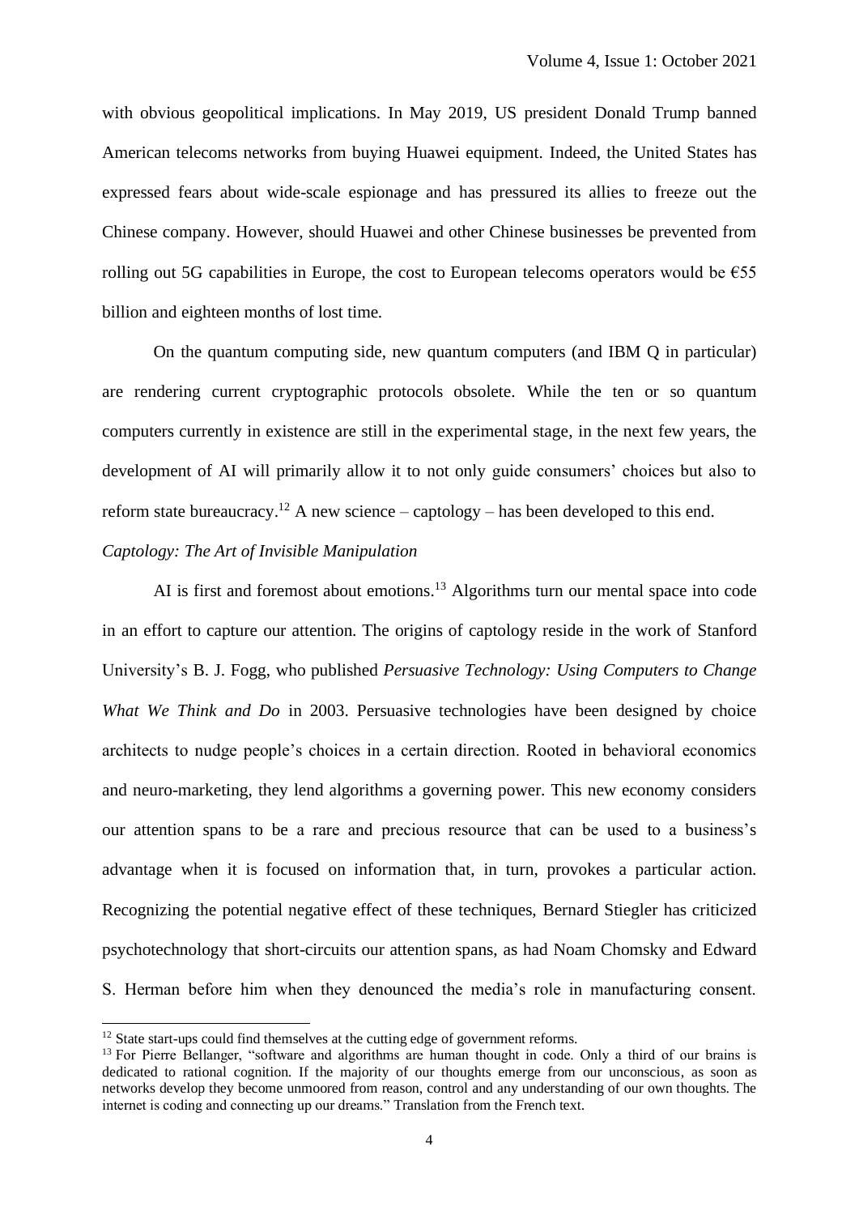with obvious geopolitical implications. In May 2019, US president Donald Trump banned American telecoms networks from buying Huawei equipment. Indeed, the United States has expressed fears about wide-scale espionage and has pressured its allies to freeze out the Chinese company. However, should Huawei and other Chinese businesses be prevented from rolling out 5G capabilities in Europe, the cost to European telecoms operators would be €55 billion and eighteen months of lost time.

On the quantum computing side, new quantum computers (and IBM Q in particular) are rendering current cryptographic protocols obsolete. While the ten or so quantum computers currently in existence are still in the experimental stage, in the next few years, the development of AI will primarily allow it to not only guide consumers' choices but also to reform state bureaucracy.[12] A new science – captology – has been developed to this end.

*Captology: The Art of Invisible Manipulation*

AI is first and foremost about emotions.[13] Algorithms turn our mental space into code in an effort to capture our attention. The origins of captology reside in the work of Stanford University's B. J. Fogg, who published *Persuasive Technology: Using Computers to Change What We Think and Do* in 2003. Persuasive technologies have been designed by choice architects to nudge people's choices in a certain direction. Rooted in behavioral economics and neuro-marketing, they lend algorithms a governing power. This new economy considers our attention spans to be a rare and precious resource that can be used to a business's advantage when it is focused on information that, in turn, provokes a particular action. Recognizing the potential negative effect of these techniques, Bernard Stiegler has criticized psychotechnology that short-circuits our attention spans, as had Noam Chomsky and Edward S. Herman before him when they denounced the media's role in manufacturing consent.

---

[12] State start-ups could find themselves at the cutting edge of government reforms.

[13] For Pierre Bellanger, "software and algorithms are human thought in code. Only a third of our brains is dedicated to rational cognition. If the majority of our thoughts emerge from our unconscious, as soon as networks develop they become unmoored from reason, control and any understanding of our own thoughts. The internet is coding and connecting up our dreams." Translation from the French text.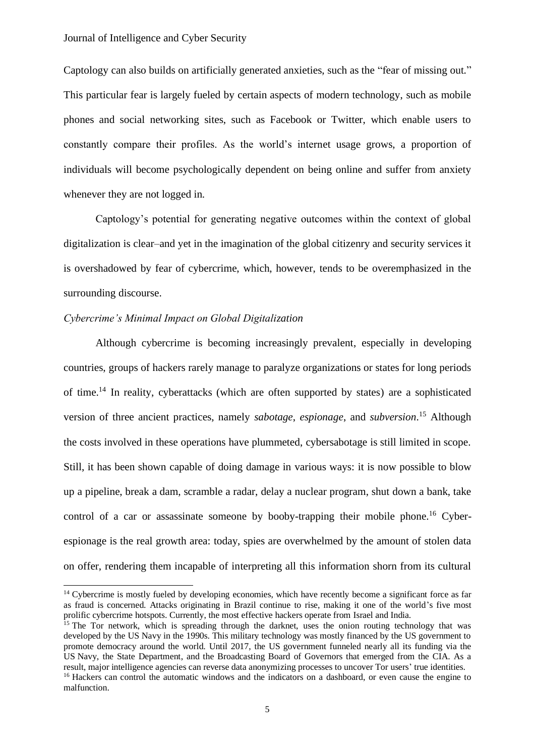Captology can also builds on artificially generated anxieties, such as the "fear of missing out." This particular fear is largely fueled by certain aspects of modern technology, such as mobile phones and social networking sites, such as Facebook or Twitter, which enable users to constantly compare their profiles. As the world's internet usage grows, a proportion of individuals will become psychologically dependent on being online and suffer from anxiety whenever they are not logged in.

Captology's potential for generating negative outcomes within the context of global digitalization is clear–and yet in the imagination of the global citizenry and security services it is overshadowed by fear of cybercrime, which, however, tends to be overemphasized in the surrounding discourse.

*Cybercrime's Minimal Impact on Global Digitalization*

Although cybercrime is becoming increasingly prevalent, especially in developing countries, groups of hackers rarely manage to paralyze organizations or states for long periods of time.[14] In reality, cyberattacks (which are often supported by states) are a sophisticated version of three ancient practices, namely *sabotage*, *espionage*, and *subversion*.[15] Although the costs involved in these operations have plummeted, cybersabotage is still limited in scope. Still, it has been shown capable of doing damage in various ways: it is now possible to blow up a pipeline, break a dam, scramble a radar, delay a nuclear program, shut down a bank, take control of a car or assassinate someone by booby-trapping their mobile phone.[16] Cyber-espionage is the real growth area: today, spies are overwhelmed by the amount of stolen data on offer, rendering them incapable of interpreting all this information shorn from its cultural

---

[14] Cybercrime is mostly fueled by developing economies, which have recently become a significant force as far as fraud is concerned. Attacks originating in Brazil continue to rise, making it one of the world's five most prolific cybercrime hotspots. Currently, the most effective hackers operate from Israel and India.

[15] The Tor network, which is spreading through the darknet, uses the onion routing technology that was developed by the US Navy in the 1990s. This military technology was mostly financed by the US government to promote democracy around the world. Until 2017, the US government funneled nearly all its funding via the US Navy, the State Department, and the Broadcasting Board of Governors that emerged from the CIA. As a result, major intelligence agencies can reverse data anonymizing processes to uncover Tor users' true identities.

[16] Hackers can control the automatic windows and the indicators on a dashboard, or even cause the engine to malfunction.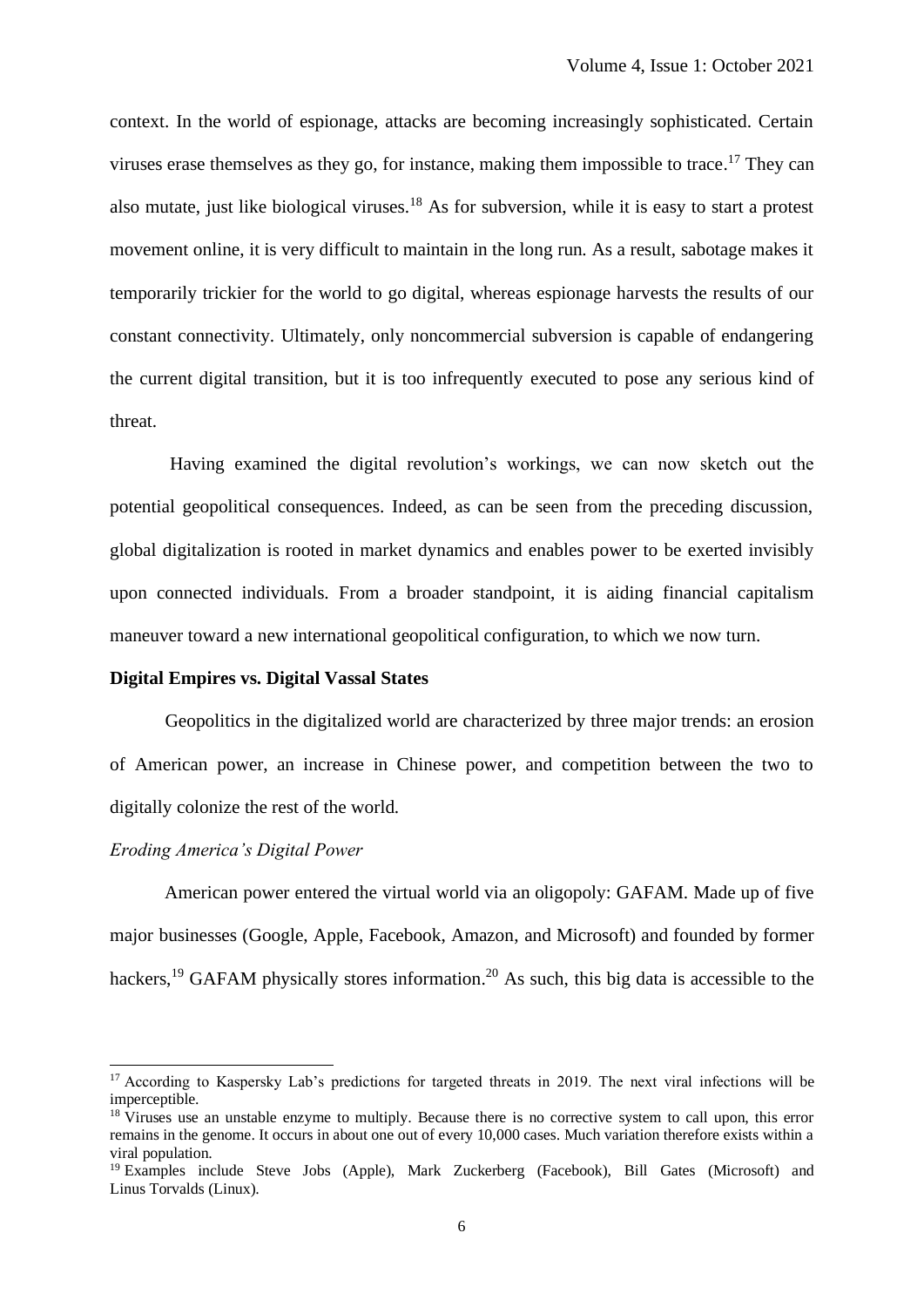context. In the world of espionage, attacks are becoming increasingly sophisticated. Certain viruses erase themselves as they go, for instance, making them impossible to trace.[17] They can also mutate, just like biological viruses.[18] As for subversion, while it is easy to start a protest movement online, it is very difficult to maintain in the long run. As a result, sabotage makes it temporarily trickier for the world to go digital, whereas espionage harvests the results of our constant connectivity. Ultimately, only noncommercial subversion is capable of endangering the current digital transition, but it is too infrequently executed to pose any serious kind of threat.

Having examined the digital revolution's workings, we can now sketch out the potential geopolitical consequences. Indeed, as can be seen from the preceding discussion, global digitalization is rooted in market dynamics and enables power to be exerted invisibly upon connected individuals. From a broader standpoint, it is aiding financial capitalism maneuver toward a new international geopolitical configuration, to which we now turn.

## Digital Empires vs. Digital Vassal States

Geopolitics in the digitalized world are characterized by three major trends: an erosion of American power, an increase in Chinese power, and competition between the two to digitally colonize the rest of the world.

### *Eroding America's Digital Power*

American power entered the virtual world via an oligopoly: GAFAM. Made up of five major businesses (Google, Apple, Facebook, Amazon, and Microsoft) and founded by former hackers,[19] GAFAM physically stores information.[20] As such, this big data is accessible to the

---

[17] According to Kaspersky Lab's predictions for targeted threats in 2019. The next viral infections will be imperceptible.

[18] Viruses use an unstable enzyme to multiply. Because there is no corrective system to call upon, this error remains in the genome. It occurs in about one out of every 10,000 cases. Much variation therefore exists within a viral population.

[19] Examples include Steve Jobs (Apple), Mark Zuckerberg (Facebook), Bill Gates (Microsoft) and Linus Torvalds (Linux).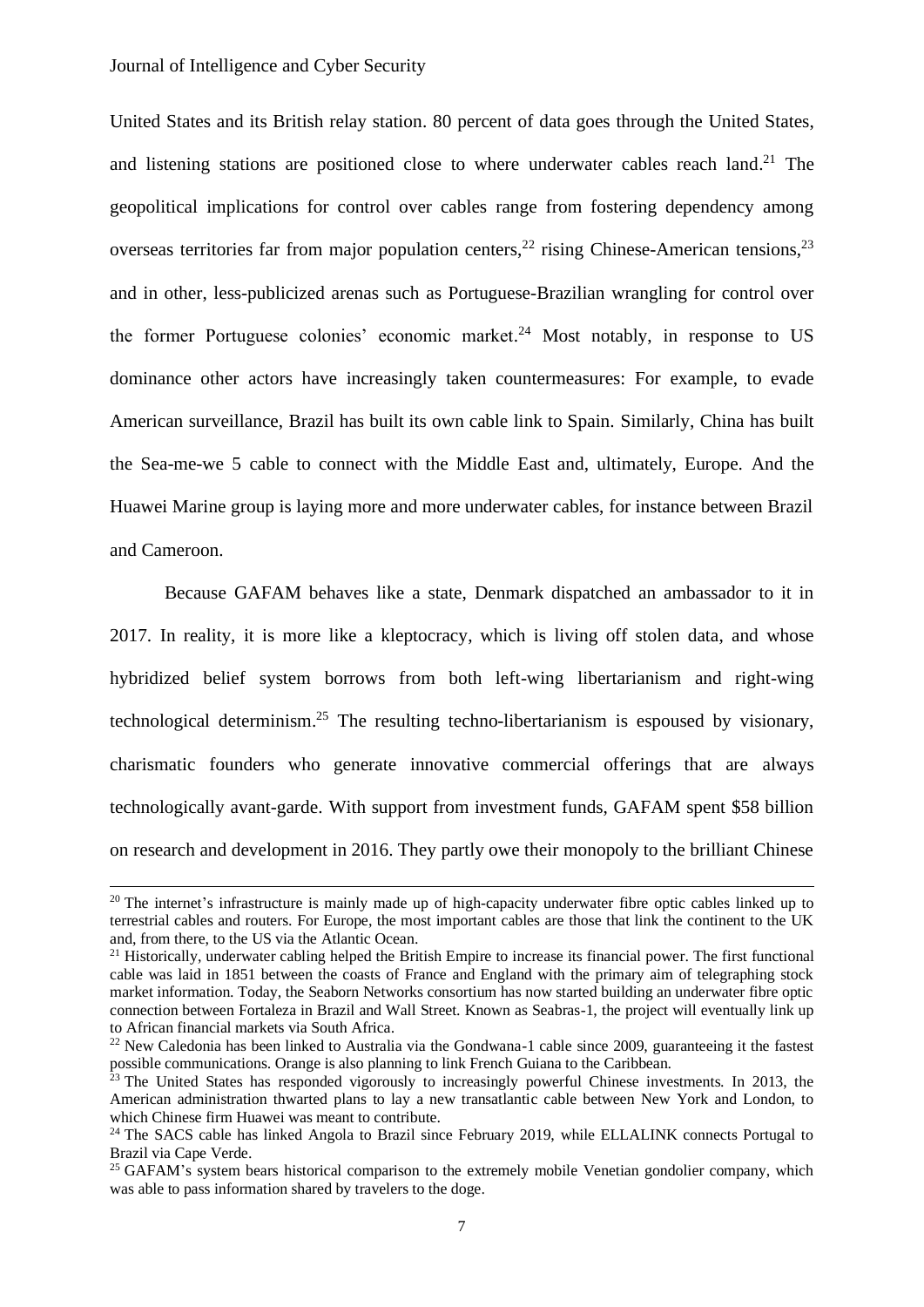United States and its British relay station. 80 percent of data goes through the United States, and listening stations are positioned close to where underwater cables reach land.[21] The geopolitical implications for control over cables range from fostering dependency among overseas territories far from major population centers,[22] rising Chinese-American tensions,[23] and in other, less-publicized arenas such as Portuguese-Brazilian wrangling for control over the former Portuguese colonies' economic market.[24] Most notably, in response to US dominance other actors have increasingly taken countermeasures: For example, to evade American surveillance, Brazil has built its own cable link to Spain. Similarly, China has built the Sea-me-we 5 cable to connect with the Middle East and, ultimately, Europe. And the Huawei Marine group is laying more and more underwater cables, for instance between Brazil and Cameroon.

Because GAFAM behaves like a state, Denmark dispatched an ambassador to it in 2017. In reality, it is more like a kleptocracy, which is living off stolen data, and whose hybridized belief system borrows from both left-wing libertarianism and right-wing technological determinism.[25] The resulting techno-libertarianism is espoused by visionary, charismatic founders who generate innovative commercial offerings that are always technologically avant-garde. With support from investment funds, GAFAM spent \$58 billion on research and development in 2016. They partly owe their monopoly to the brilliant Chinese

---

[20] The internet's infrastructure is mainly made up of high-capacity underwater fibre optic cables linked up to terrestrial cables and routers. For Europe, the most important cables are those that link the continent to the UK and, from there, to the US via the Atlantic Ocean.

[21] Historically, underwater cabling helped the British Empire to increase its financial power. The first functional cable was laid in 1851 between the coasts of France and England with the primary aim of telegraphing stock market information. Today, the Seaborn Networks consortium has now started building an underwater fibre optic connection between Fortaleza in Brazil and Wall Street. Known as Seabras-1, the project will eventually link up to African financial markets via South Africa.

[22] New Caledonia has been linked to Australia via the Gondwana-1 cable since 2009, guaranteeing it the fastest possible communications. Orange is also planning to link French Guiana to the Caribbean.

[23] The United States has responded vigorously to increasingly powerful Chinese investments. In 2013, the American administration thwarted plans to lay a new transatlantic cable between New York and London, to which Chinese firm Huawei was meant to contribute.

[24] The SACS cable has linked Angola to Brazil since February 2019, while ELLALINK connects Portugal to Brazil via Cape Verde.

[25] GAFAM's system bears historical comparison to the extremely mobile Venetian gondolier company, which was able to pass information shared by travelers to the doge.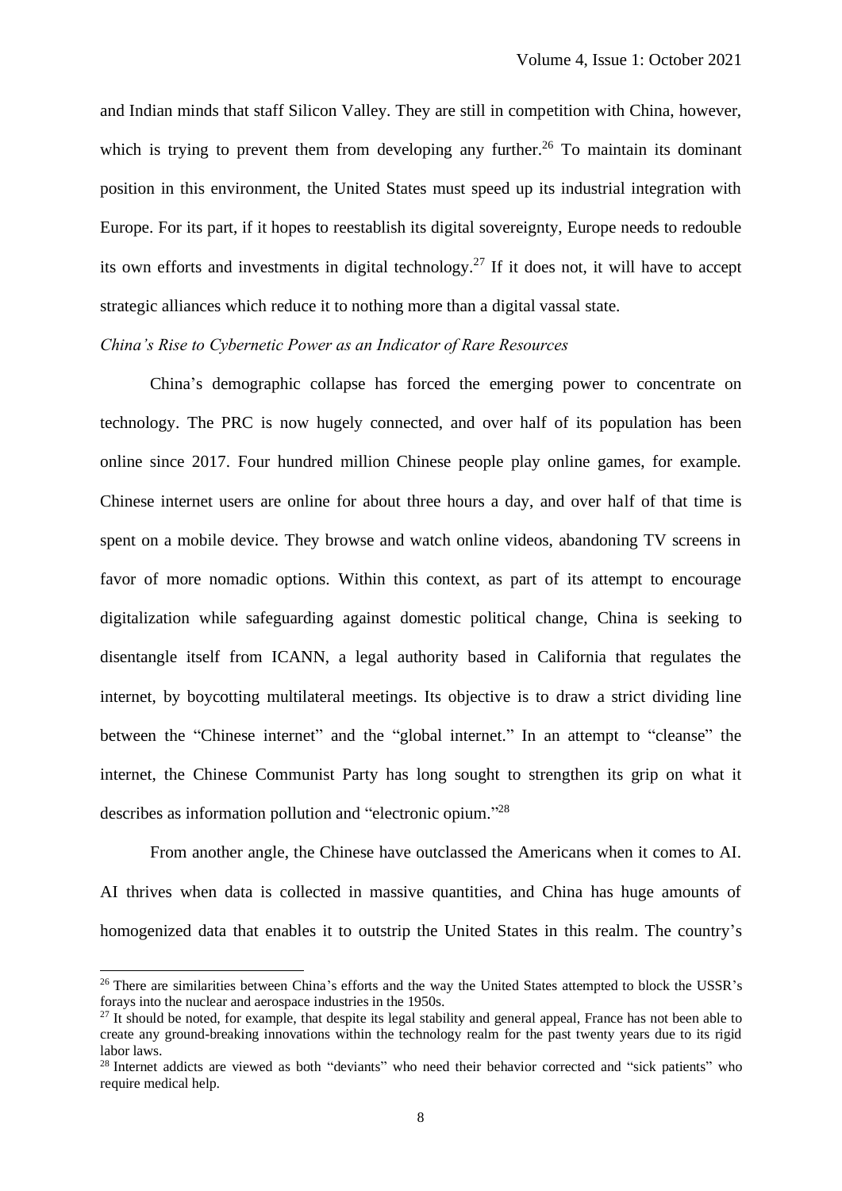and Indian minds that staff Silicon Valley. They are still in competition with China, however, which is trying to prevent them from developing any further.[26] To maintain its dominant position in this environment, the United States must speed up its industrial integration with Europe. For its part, if it hopes to reestablish its digital sovereignty, Europe needs to redouble its own efforts and investments in digital technology.[27] If it does not, it will have to accept strategic alliances which reduce it to nothing more than a digital vassal state.

*China's Rise to Cybernetic Power as an Indicator of Rare Resources*

China's demographic collapse has forced the emerging power to concentrate on technology. The PRC is now hugely connected, and over half of its population has been online since 2017. Four hundred million Chinese people play online games, for example. Chinese internet users are online for about three hours a day, and over half of that time is spent on a mobile device. They browse and watch online videos, abandoning TV screens in favor of more nomadic options. Within this context, as part of its attempt to encourage digitalization while safeguarding against domestic political change, China is seeking to disentangle itself from ICANN, a legal authority based in California that regulates the internet, by boycotting multilateral meetings. Its objective is to draw a strict dividing line between the "Chinese internet" and the "global internet." In an attempt to "cleanse" the internet, the Chinese Communist Party has long sought to strengthen its grip on what it describes as information pollution and "electronic opium."[28]

From another angle, the Chinese have outclassed the Americans when it comes to AI. AI thrives when data is collected in massive quantities, and China has huge amounts of homogenized data that enables it to outstrip the United States in this realm. The country's

---

[26] There are similarities between China's efforts and the way the United States attempted to block the USSR's forays into the nuclear and aerospace industries in the 1950s.

[27] It should be noted, for example, that despite its legal stability and general appeal, France has not been able to create any ground-breaking innovations within the technology realm for the past twenty years due to its rigid labor laws.

[28] Internet addicts are viewed as both "deviants" who need their behavior corrected and "sick patients" who require medical help.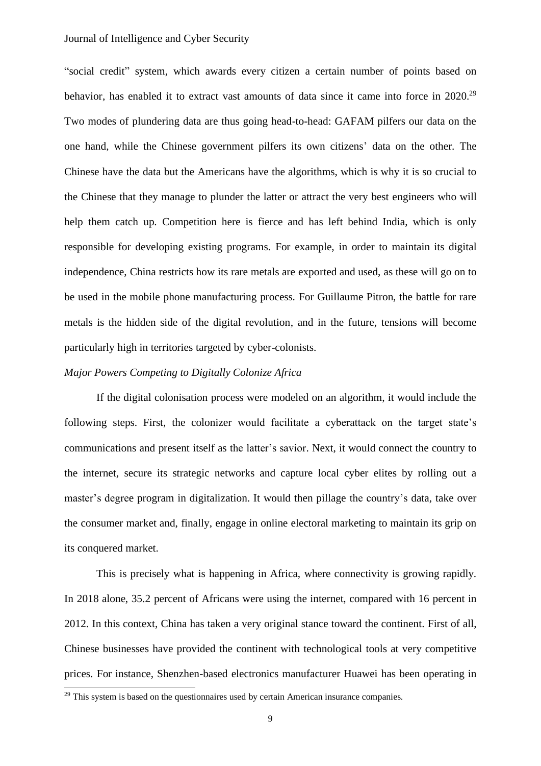"social credit" system, which awards every citizen a certain number of points based on behavior, has enabled it to extract vast amounts of data since it came into force in 2020.[29] Two modes of plundering data are thus going head-to-head: GAFAM pilfers our data on the one hand, while the Chinese government pilfers its own citizens' data on the other. The Chinese have the data but the Americans have the algorithms, which is why it is so crucial to the Chinese that they manage to plunder the latter or attract the very best engineers who will help them catch up. Competition here is fierce and has left behind India, which is only responsible for developing existing programs. For example, in order to maintain its digital independence, China restricts how its rare metals are exported and used, as these will go on to be used in the mobile phone manufacturing process. For Guillaume Pitron, the battle for rare metals is the hidden side of the digital revolution, and in the future, tensions will become particularly high in territories targeted by cyber-colonists.

*Major Powers Competing to Digitally Colonize Africa*

If the digital colonisation process were modeled on an algorithm, it would include the following steps. First, the colonizer would facilitate a cyberattack on the target state's communications and present itself as the latter's savior. Next, it would connect the country to the internet, secure its strategic networks and capture local cyber elites by rolling out a master's degree program in digitalization. It would then pillage the country's data, take over the consumer market and, finally, engage in online electoral marketing to maintain its grip on its conquered market.

This is precisely what is happening in Africa, where connectivity is growing rapidly. In 2018 alone, 35.2 percent of Africans were using the internet, compared with 16 percent in 2012. In this context, China has taken a very original stance toward the continent. First of all, Chinese businesses have provided the continent with technological tools at very competitive prices. For instance, Shenzhen-based electronics manufacturer Huawei has been operating in

[29] This system is based on the questionnaires used by certain American insurance companies.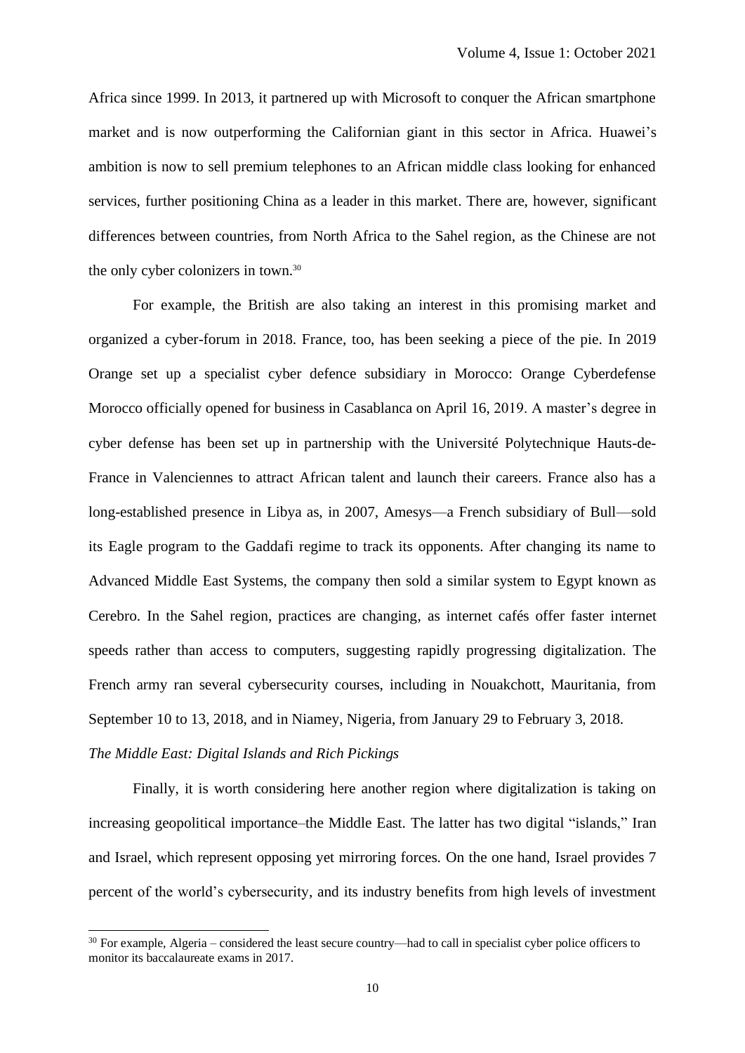Africa since 1999. In 2013, it partnered up with Microsoft to conquer the African smartphone market and is now outperforming the Californian giant in this sector in Africa. Huawei's ambition is now to sell premium telephones to an African middle class looking for enhanced services, further positioning China as a leader in this market. There are, however, significant differences between countries, from North Africa to the Sahel region, as the Chinese are not the only cyber colonizers in town.[30]

For example, the British are also taking an interest in this promising market and organized a cyber-forum in 2018. France, too, has been seeking a piece of the pie. In 2019 Orange set up a specialist cyber defence subsidiary in Morocco: Orange Cyberdefense Morocco officially opened for business in Casablanca on April 16, 2019. A master's degree in cyber defense has been set up in partnership with the Université Polytechnique Hauts-de-France in Valenciennes to attract African talent and launch their careers. France also has a long-established presence in Libya as, in 2007, Amesys—a French subsidiary of Bull—sold its Eagle program to the Gaddafi regime to track its opponents. After changing its name to Advanced Middle East Systems, the company then sold a similar system to Egypt known as Cerebro. In the Sahel region, practices are changing, as internet cafés offer faster internet speeds rather than access to computers, suggesting rapidly progressing digitalization. The French army ran several cybersecurity courses, including in Nouakchott, Mauritania, from September 10 to 13, 2018, and in Niamey, Nigeria, from January 29 to February 3, 2018.

*The Middle East: Digital Islands and Rich Pickings*

Finally, it is worth considering here another region where digitalization is taking on increasing geopolitical importance–the Middle East. The latter has two digital "islands," Iran and Israel, which represent opposing yet mirroring forces. On the one hand, Israel provides 7 percent of the world's cybersecurity, and its industry benefits from high levels of investment

---

[30] For example, Algeria – considered the least secure country—had to call in specialist cyber police officers to monitor its baccalaureate exams in 2017.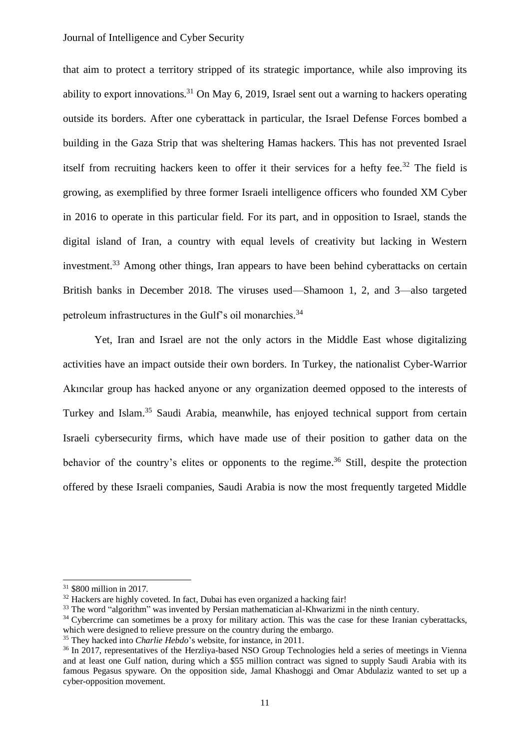that aim to protect a territory stripped of its strategic importance, while also improving its ability to export innovations.[31] On May 6, 2019, Israel sent out a warning to hackers operating outside its borders. After one cyberattack in particular, the Israel Defense Forces bombed a building in the Gaza Strip that was sheltering Hamas hackers. This has not prevented Israel itself from recruiting hackers keen to offer it their services for a hefty fee.[32] The field is growing, as exemplified by three former Israeli intelligence officers who founded XM Cyber in 2016 to operate in this particular field. For its part, and in opposition to Israel, stands the digital island of Iran, a country with equal levels of creativity but lacking in Western investment.[33] Among other things, Iran appears to have been behind cyberattacks on certain British banks in December 2018. The viruses used—Shamoon 1, 2, and 3—also targeted petroleum infrastructures in the Gulf's oil monarchies.[34]

Yet, Iran and Israel are not the only actors in the Middle East whose digitalizing activities have an impact outside their own borders. In Turkey, the nationalist Cyber-Warrior Akıncılar group has hacked anyone or any organization deemed opposed to the interests of Turkey and Islam.[35] Saudi Arabia, meanwhile, has enjoyed technical support from certain Israeli cybersecurity firms, which have made use of their position to gather data on the behavior of the country's elites or opponents to the regime.[36] Still, despite the protection offered by these Israeli companies, Saudi Arabia is now the most frequently targeted Middle

---

[31] $800 million in 2017.

[32] Hackers are highly coveted. In fact, Dubai has even organized a hacking fair!

[33] The word "algorithm" was invented by Persian mathematician al-Khwarizmi in the ninth century.

[34] Cybercrime can sometimes be a proxy for military action. This was the case for these Iranian cyberattacks, which were designed to relieve pressure on the country during the embargo.

[35] They hacked into *Charlie Hebdo*'s website, for instance, in 2011.

[36] In 2017, representatives of the Herzliya-based NSO Group Technologies held a series of meetings in Vienna and at least one Gulf nation, during which a $55 million contract was signed to supply Saudi Arabia with its famous Pegasus spyware. On the opposition side, Jamal Khashoggi and Omar Abdulaziz wanted to set up a cyber-opposition movement.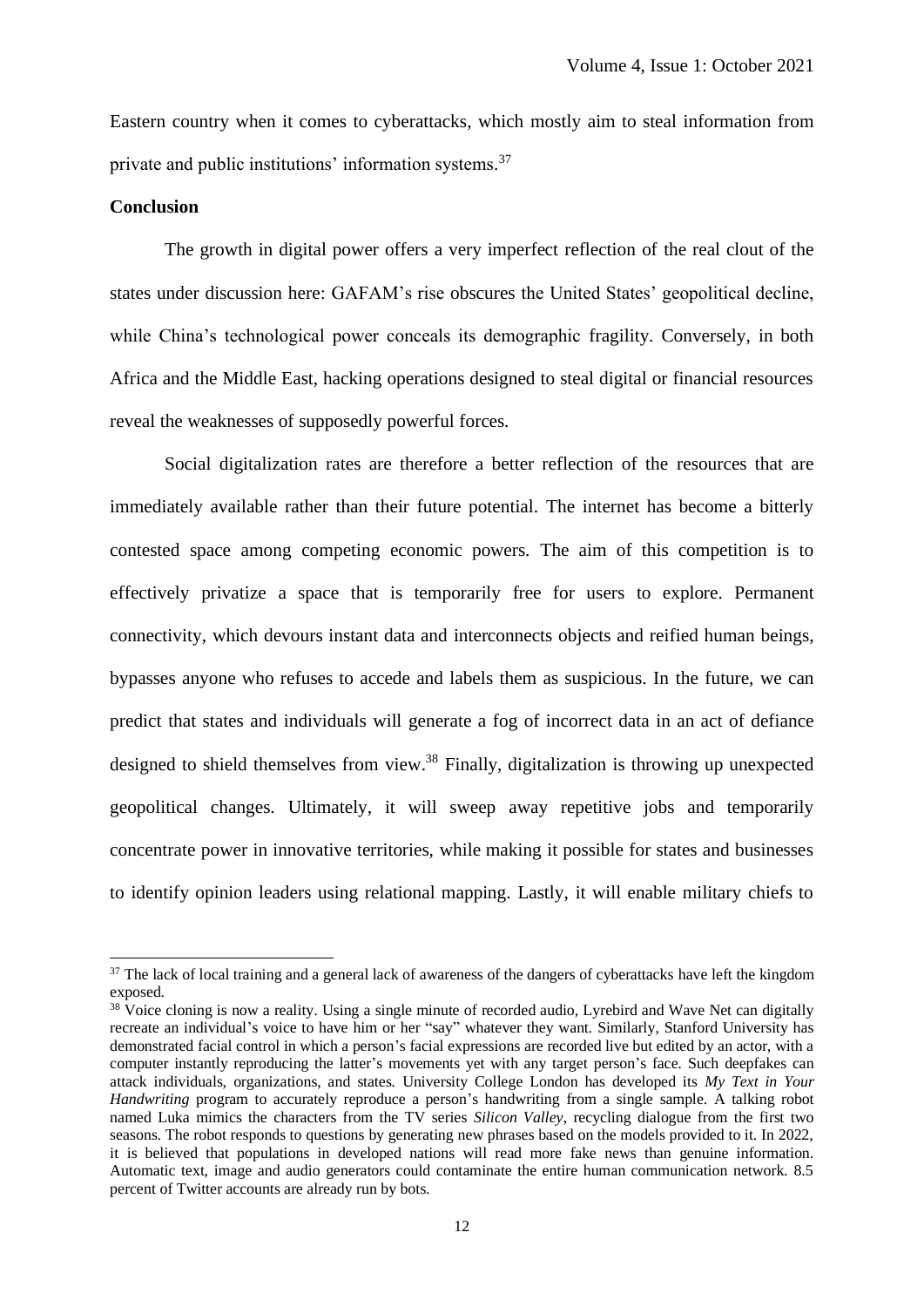Eastern country when it comes to cyberattacks, which mostly aim to steal information from private and public institutions' information systems.[37]

**Conclusion**

The growth in digital power offers a very imperfect reflection of the real clout of the states under discussion here: GAFAM's rise obscures the United States' geopolitical decline, while China's technological power conceals its demographic fragility. Conversely, in both Africa and the Middle East, hacking operations designed to steal digital or financial resources reveal the weaknesses of supposedly powerful forces.

Social digitalization rates are therefore a better reflection of the resources that are immediately available rather than their future potential. The internet has become a bitterly contested space among competing economic powers. The aim of this competition is to effectively privatize a space that is temporarily free for users to explore. Permanent connectivity, which devours instant data and interconnects objects and reified human beings, bypasses anyone who refuses to accede and labels them as suspicious. In the future, we can predict that states and individuals will generate a fog of incorrect data in an act of defiance designed to shield themselves from view.[38] Finally, digitalization is throwing up unexpected geopolitical changes. Ultimately, it will sweep away repetitive jobs and temporarily concentrate power in innovative territories, while making it possible for states and businesses to identify opinion leaders using relational mapping. Lastly, it will enable military chiefs to

[37] The lack of local training and a general lack of awareness of the dangers of cyberattacks have left the kingdom exposed.

[38] Voice cloning is now a reality. Using a single minute of recorded audio, Lyrebird and Wave Net can digitally recreate an individual's voice to have him or her "say" whatever they want. Similarly, Stanford University has demonstrated facial control in which a person's facial expressions are recorded live but edited by an actor, with a computer instantly reproducing the latter's movements yet with any target person's face. Such deepfakes can attack individuals, organizations, and states. University College London has developed its *My Text in Your Handwriting* program to accurately reproduce a person's handwriting from a single sample. A talking robot named Luka mimics the characters from the TV series *Silicon Valley*, recycling dialogue from the first two seasons. The robot responds to questions by generating new phrases based on the models provided to it. In 2022, it is believed that populations in developed nations will read more fake news than genuine information. Automatic text, image and audio generators could contaminate the entire human communication network. 8.5 percent of Twitter accounts are already run by bots.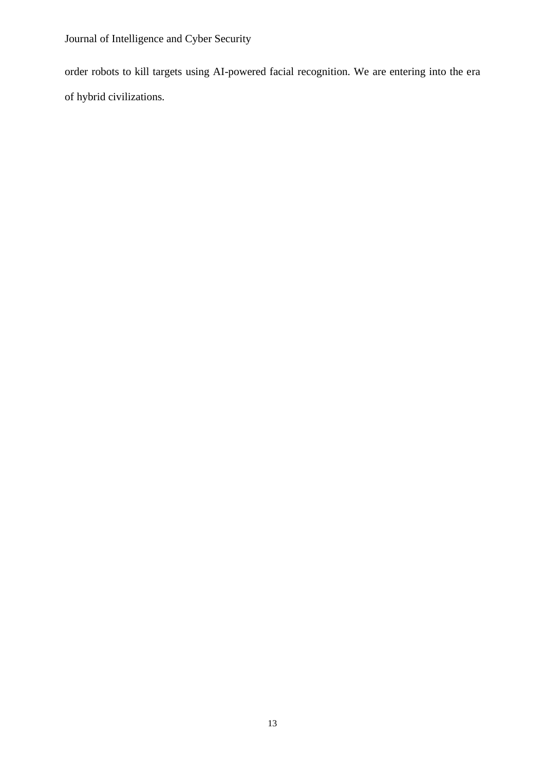order robots to kill targets using AI-powered facial recognition. We are entering into the era of hybrid civilizations.